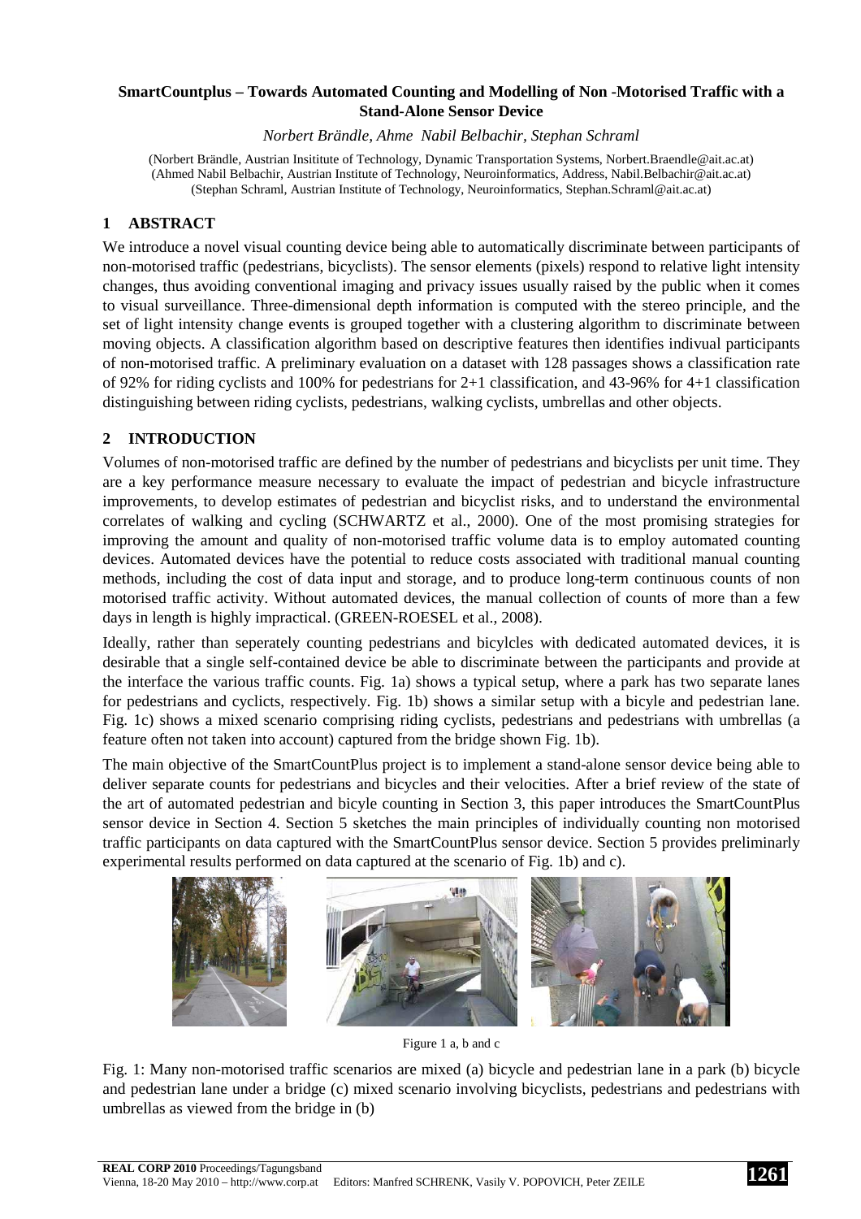**SmartCountplus – Towards Automated Counting and Modelling of Non -Motorised Traffic with a Stand-Alone Sensor Device**

*Norbert Brändle, Ahme Nabil Belbachir, Stephan Schraml*

(Norbert Brändle, Austrian Insititute of Technology, Dynamic Transportation Systems, Norbert.Braendle@ait.ac.at)
(Ahmed Nabil Belbachir, Austrian Institute of Technology, Neuroinformatics, Address, Nabil.Belbachir@ait.ac.at)
(Stephan Schraml, Austrian Institute of Technology, Neuroinformatics, Stephan.Schraml@ait.ac.at)

## 1 ABSTRACT

We introduce a novel visual counting device being able to automatically discriminate between participants of non-motorised traffic (pedestrians, bicyclists). The sensor elements (pixels) respond to relative light intensity changes, thus avoiding conventional imaging and privacy issues usually raised by the public when it comes to visual surveillance. Three-dimensional depth information is computed with the stereo principle, and the set of light intensity change events is grouped together with a clustering algorithm to discriminate between moving objects. A classification algorithm based on descriptive features then identifies indivual participants of non-motorised traffic. A preliminary evaluation on a dataset with 128 passages shows a classification rate of 92% for riding cyclists and 100% for pedestrians for 2+1 classification, and 43-96% for 4+1 classification distinguishing between riding cyclists, pedestrians, walking cyclists, umbrellas and other objects.

## 2 INTRODUCTION

Volumes of non-motorised traffic are defined by the number of pedestrians and bicyclists per unit time. They are a key performance measure necessary to evaluate the impact of pedestrian and bicycle infrastructure improvements, to develop estimates of pedestrian and bicyclist risks, and to understand the environmental correlates of walking and cycling (SCHWARTZ et al., 2000). One of the most promising strategies for improving the amount and quality of non-motorised traffic volume data is to employ automated counting devices. Automated devices have the potential to reduce costs associated with traditional manual counting methods, including the cost of data input and storage, and to produce long-term continuous counts of non motorised traffic activity. Without automated devices, the manual collection of counts of more than a few days in length is highly impractical. (GREEN-ROESEL et al., 2008).

Ideally, rather than seperately counting pedestrians and bicylcles with dedicated automated devices, it is desirable that a single self-contained device be able to discriminate between the participants and provide at the interface the various traffic counts. Fig. 1a) shows a typical setup, where a park has two separate lanes for pedestrians and cyclicts, respectively. Fig. 1b) shows a similar setup with a bicyle and pedestrian lane. Fig. 1c) shows a mixed scenario comprising riding cyclists, pedestrians and pedestrians with umbrellas (a feature often not taken into account) captured from the bridge shown Fig. 1b).

The main objective of the SmartCountPlus project is to implement a stand-alone sensor device being able to deliver separate counts for pedestrians and bicycles and their velocities. After a brief review of the state of the art of automated pedestrian and bicyle counting in Section 3, this paper introduces the SmartCountPlus sensor device in Section 4. Section 5 sketches the main principles of individually counting non motorised traffic participants on data captured with the SmartCountPlus sensor device. Section 5 provides preliminarly experimental results performed on data captured at the scenario of Fig. 1b) and c).

Figure 1 a, b and c

Fig. 1: Many non-motorised traffic scenarios are mixed (a) bicycle and pedestrian lane in a park (b) bicycle and pedestrian lane under a bridge (c) mixed scenario involving bicyclists, pedestrians and pedestrians with umbrellas as viewed from the bridge in (b)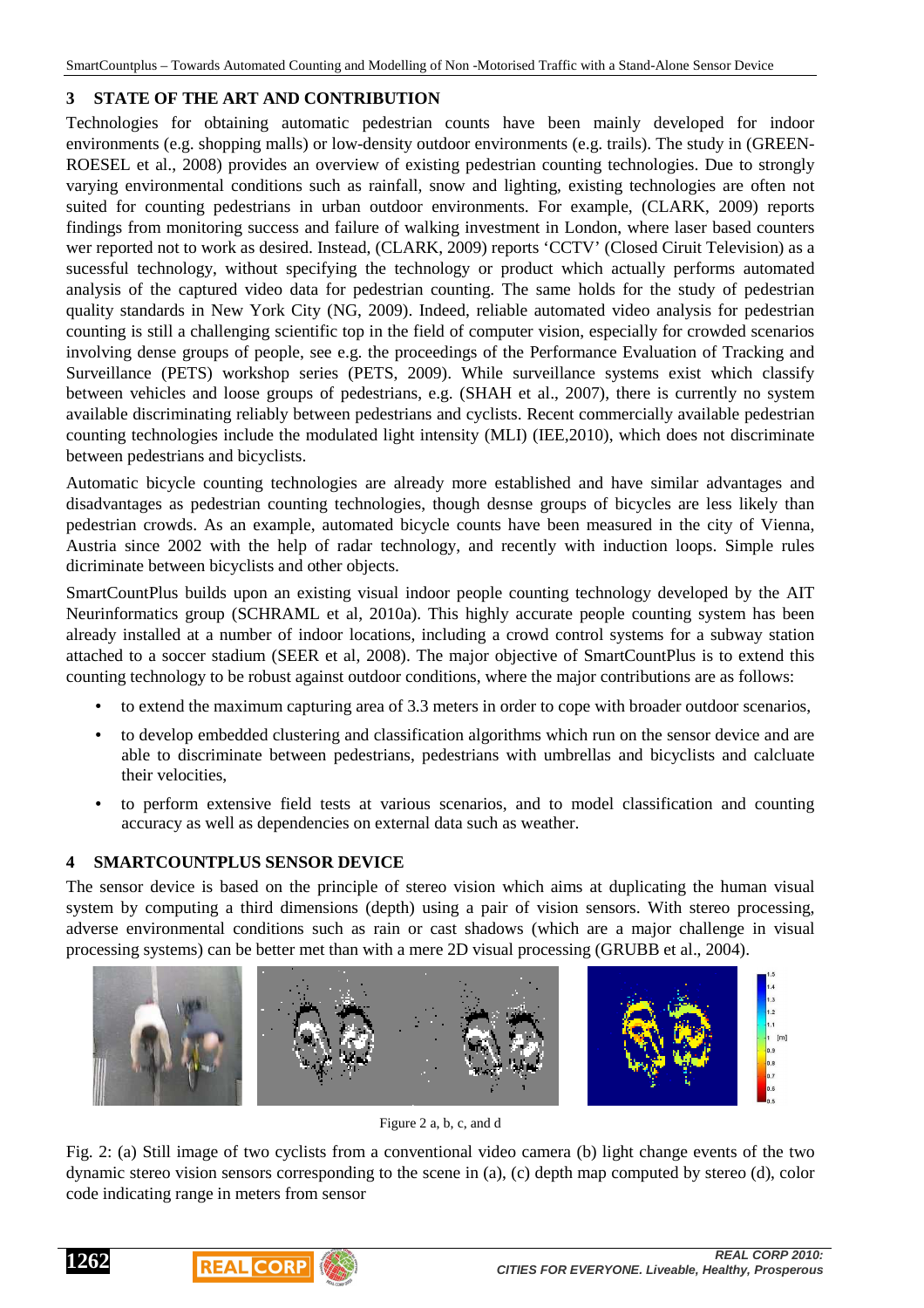## 3 STATE OF THE ART AND CONTRIBUTION

Technologies for obtaining automatic pedestrian counts have been mainly developed for indoor environments (e.g. shopping malls) or low-density outdoor environments (e.g. trails). The study in (GREEN-ROESEL et al., 2008) provides an overview of existing pedestrian counting technologies. Due to strongly varying environmental conditions such as rainfall, snow and lighting, existing technologies are often not suited for counting pedestrians in urban outdoor environments. For example, (CLARK, 2009) reports findings from monitoring success and failure of walking investment in London, where laser based counters wer reported not to work as desired. Instead, (CLARK, 2009) reports 'CCTV' (Closed Ciruit Television) as a sucessful technology, without specifying the technology or product which actually performs automated analysis of the captured video data for pedestrian counting. The same holds for the study of pedestrian quality standards in New York City (NG, 2009). Indeed, reliable automated video analysis for pedestrian counting is still a challenging scientific top in the field of computer vision, especially for crowded scenarios involving dense groups of people, see e.g. the proceedings of the Performance Evaluation of Tracking and Surveillance (PETS) workshop series (PETS, 2009). While surveillance systems exist which classify between vehicles and loose groups of pedestrians, e.g. (SHAH et al., 2007), there is currently no system available discriminating reliably between pedestrians and cyclists. Recent commercially available pedestrian counting technologies include the modulated light intensity (MLI) (IEE,2010), which does not discriminate between pedestrians and bicyclists.

Automatic bicycle counting technologies are already more established and have similar advantages and disadvantages as pedestrian counting technologies, though desnse groups of bicycles are less likely than pedestrian crowds. As an example, automated bicycle counts have been measured in the city of Vienna, Austria since 2002 with the help of radar technology, and recently with induction loops. Simple rules discriminate between bicyclists and other objects.

SmartCountPlus builds upon an existing visual indoor people counting technology developed by the AIT Neurinformatics group (SCHRAML et al, 2010a). This highly accurate people counting system has been already installed at a number of indoor locations, including a crowd control systems for a subway station attached to a soccer stadium (SEER et al, 2008). The major objective of SmartCountPlus is to extend this counting technology to be robust against outdoor conditions, where the major contributions are as follows:

- to extend the maximum capturing area of 3.3 meters in order to cope with broader outdoor scenarios,
- to develop embedded clustering and classification algorithms which run on the sensor device and are able to discriminate between pedestrians, pedestrians with umbrellas and bicyclists and calcluate their velocities,
- to perform extensive field tests at various scenarios, and to model classification and counting accuracy as well as dependencies on external data such as weather.

## 4 SMARTCOUNTPLUS SENSOR DEVICE

The sensor device is based on the principle of stereo vision which aims at duplicating the human visual system by computing a third dimensions (depth) using a pair of vision sensors. With stereo processing, adverse environmental conditions such as rain or cast shadows (which are a major challenge in visual processing systems) can be better met than with a mere 2D visual processing (GRUBB et al., 2004).

Figure 2 a, b, c, and d

Fig. 2: (a) Still image of two cyclists from a conventional video camera (b) light change events of the two dynamic stereo vision sensors corresponding to the scene in (a), (c) depth map computed by stereo (d), color code indicating range in meters from sensor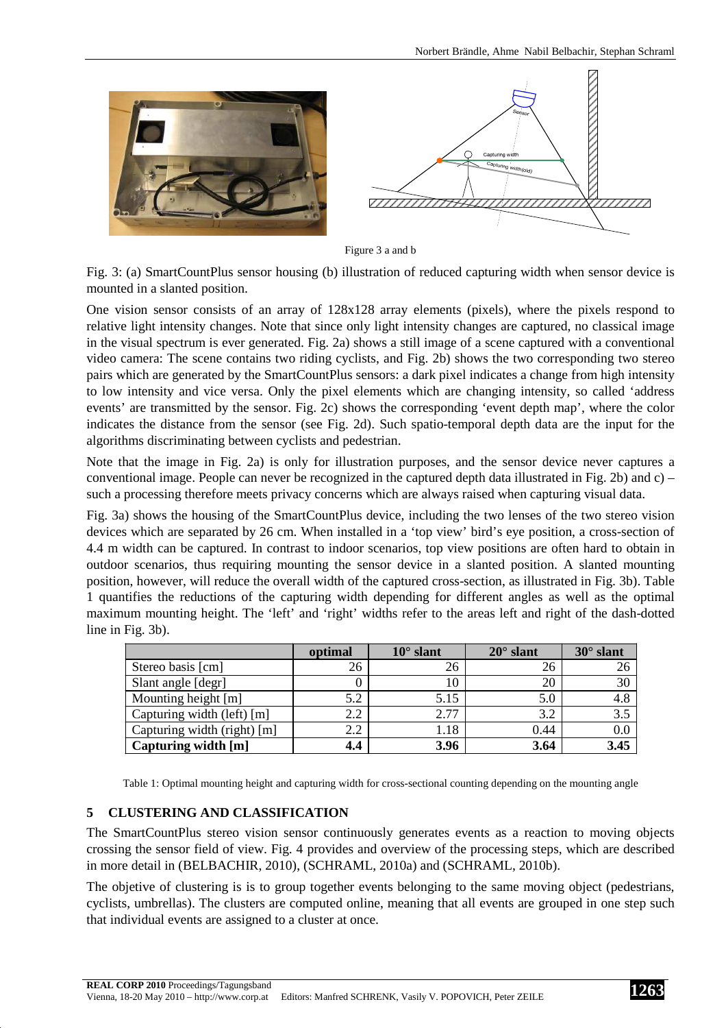Figure 3 a and b

Fig. 3: (a) SmartCountPlus sensor housing (b) illustration of reduced capturing width when sensor device is mounted in a slanted position.

One vision sensor consists of an array of 128x128 array elements (pixels), where the pixels respond to relative light intensity changes. Note that since only light intensity changes are captured, no classical image in the visual spectrum is ever generated. Fig. 2a) shows a still image of a scene captured with a conventional video camera: The scene contains two riding cyclists, and Fig. 2b) shows the two corresponding two stereo pairs which are generated by the SmartCountPlus sensors: a dark pixel indicates a change from high intensity to low intensity and vice versa. Only the pixel elements which are changing intensity, so called 'address events' are transmitted by the sensor. Fig. 2c) shows the corresponding 'event depth map', where the color indicates the distance from the sensor (see Fig. 2d). Such spatio-temporal depth data are the input for the algorithms discriminating between cyclists and pedestrian.

Note that the image in Fig. 2a) is only for illustration purposes, and the sensor device never captures a conventional image. People can never be recognized in the captured depth data illustrated in Fig. 2b) and c) – such a processing therefore meets privacy concerns which are always raised when capturing visual data.

Fig. 3a) shows the housing of the SmartCountPlus device, including the two lenses of the two stereo vision devices which are separated by 26 cm. When installed in a 'top view' bird's eye position, a cross-section of 4.4 m width can be captured. In contrast to indoor scenarios, top view positions are often hard to obtain in outdoor scenarios, thus requiring mounting the sensor device in a slanted position. A slanted mounting position, however, will reduce the overall width of the captured cross-section, as illustrated in Fig. 3b). Table 1 quantifies the reductions of the capturing width depending for different angles as well as the optimal maximum mounting height. The 'left' and 'right' widths refer to the areas left and right of the dash-dotted line in Fig. 3b).

| | **optimal** | **10° slant** | **20° slant** | **30° slant** |
|---|---|---|---|---|
| Stereo basis [cm] | 26 | 26 | 26 | 26 |
| Slant angle [degr] | 0 | 10 | 20 | 30 |
| Mounting height [m] | 5.2 | 5.15 | 5.0 | 4.8 |
| Capturing width (left) [m] | 2.2 | 2.77 | 3.2 | 3.5 |
| Capturing width (right) [m] | 2.2 | 1.18 | 0.44 | 0.0 |
| **Capturing width [m]** | **4.4** | **3.96** | **3.64** | **3.45** |

Table 1: Optimal mounting height and capturing width for cross-sectional counting depending on the mounting angle

## 5 CLUSTERING AND CLASSIFICATION

The SmartCountPlus stereo vision sensor continuously generates events as a reaction to moving objects crossing the sensor field of view. Fig. 4 provides and overview of the processing steps, which are described in more detail in (BELBACHIR, 2010), (SCHRAML, 2010a) and (SCHRAML, 2010b).

The objetive of clustering is is to group together events belonging to the same moving object (pedestrians, cyclists, umbrellas). The clusters are computed online, meaning that all events are grouped in one step such that individual events are assigned to a cluster at once.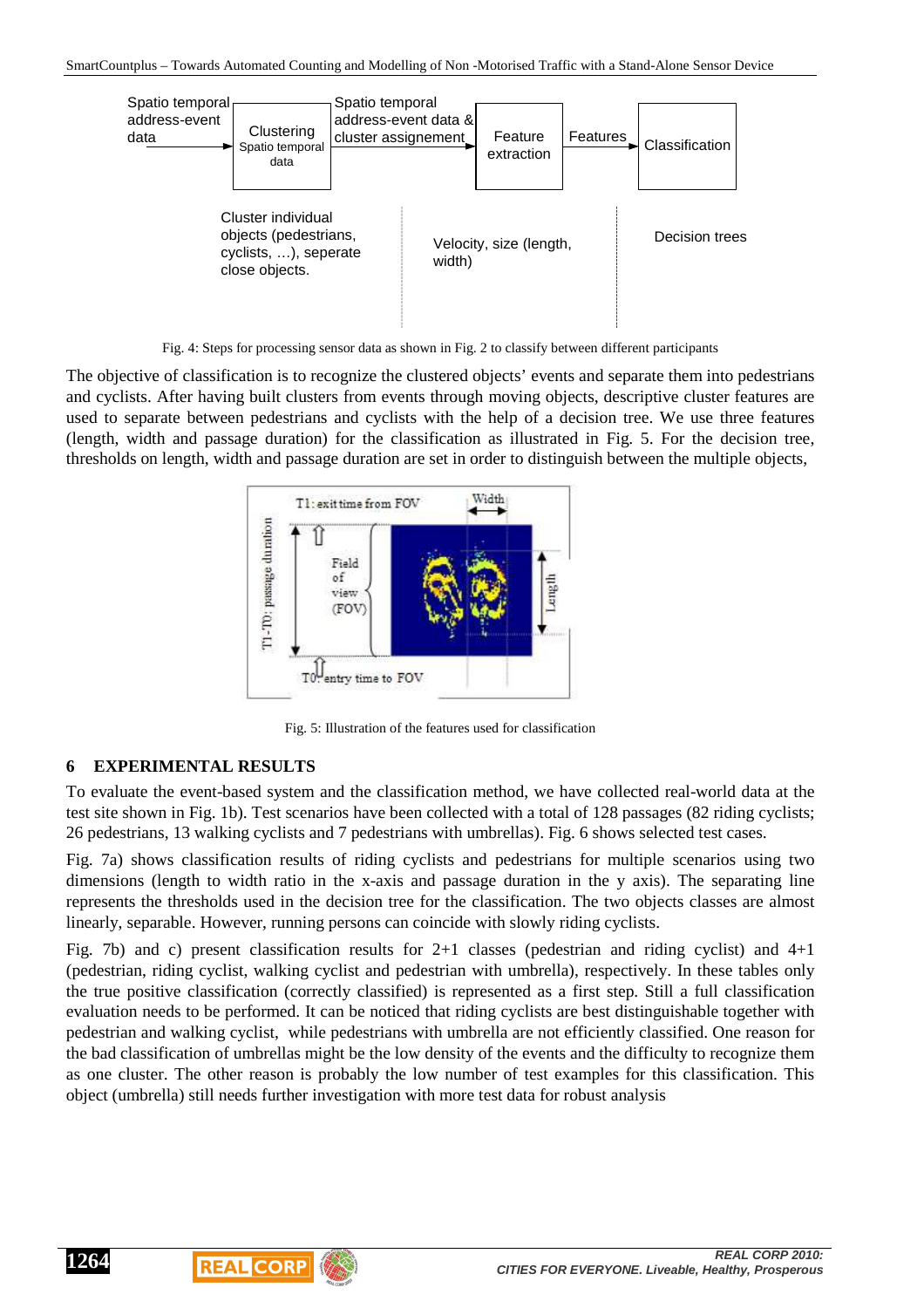Fig. 4: Steps for processing sensor data as shown in Fig. 2 to classify between different participants

The objective of classification is to recognize the clustered objects' events and separate them into pedestrians and cyclists. After having built clusters from events through moving objects, descriptive cluster features are used to separate between pedestrians and cyclists with the help of a decision tree. We use three features (length, width and passage duration) for the classification as illustrated in Fig. 5. For the decision tree, thresholds on length, width and passage duration are set in order to distinguish between the multiple objects,

Fig. 5: Illustration of the features used for classification

## 6 EXPERIMENTAL RESULTS

To evaluate the event-based system and the classification method, we have collected real-world data at the test site shown in Fig. 1b). Test scenarios have been collected with a total of 128 passages (82 riding cyclists; 26 pedestrians, 13 walking cyclists and 7 pedestrians with umbrellas). Fig. 6 shows selected test cases.

Fig. 7a) shows classification results of riding cyclists and pedestrians for multiple scenarios using two dimensions (length to width ratio in the x-axis and passage duration in the y axis). The separating line represents the thresholds used in the decision tree for the classification. The two objects classes are almost linearly, separable. However, running persons can coincide with slowly riding cyclists.

Fig. 7b) and c) present classification results for 2+1 classes (pedestrian and riding cyclist) and 4+1 (pedestrian, riding cyclist, walking cyclist and pedestrian with umbrella), respectively. In these tables only the true positive classification (correctly classified) is represented as a first step. Still a full classification evaluation needs to be performed. It can be noticed that riding cyclists are best distinguishable together with pedestrian and walking cyclist, while pedestrians with umbrella are not efficiently classified. One reason for the bad classification of umbrellas might be the low density of the events and the difficulty to recognize them as one cluster. The other reason is probably the low number of test examples for this classification. This object (umbrella) still needs further investigation with more test data for robust analysis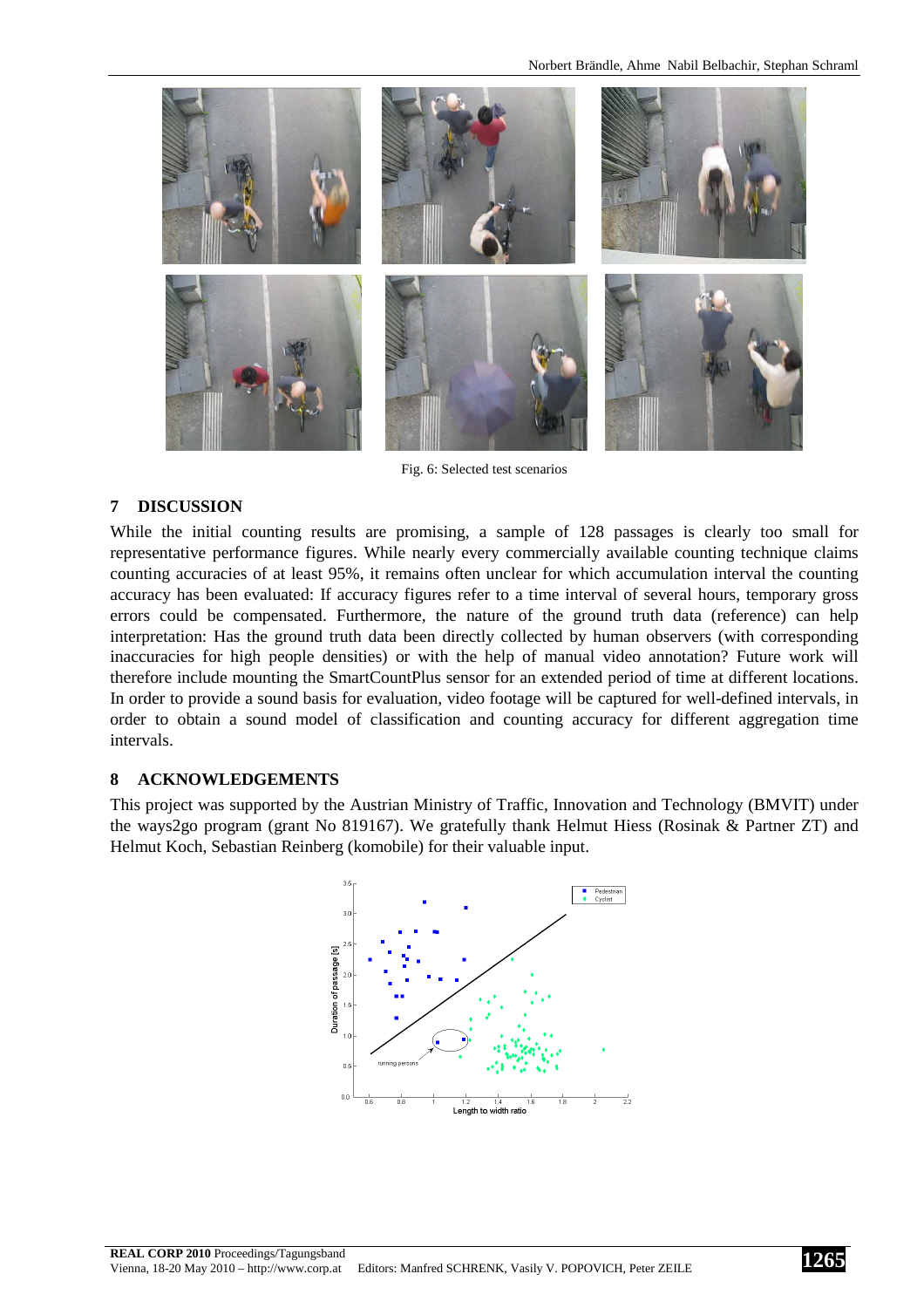Fig. 6: Selected test scenarios

## 7 DISCUSSION

While the initial counting results are promising, a sample of 128 passages is clearly too small for representative performance figures. While nearly every commercially available counting technique claims counting accuracies of at least 95%, it remains often unclear for which accumulation interval the counting accuracy has been evaluated: If accuracy figures refer to a time interval of several hours, temporary gross errors could be compensated. Furthermore, the nature of the ground truth data (reference) can help interpretation: Has the ground truth data been directly collected by human observers (with corresponding inaccuracies for high people densities) or with the help of manual video annotation? Future work will therefore include mounting the SmartCountPlus sensor for an extended period of time at different locations. In order to provide a sound basis for evaluation, video footage will be captured for well-defined intervals, in order to obtain a sound model of classification and counting accuracy for different aggregation time intervals.

## 8 ACKNOWLEDGEMENTS

This project was supported by the Austrian Ministry of Traffic, Innovation and Technology (BMVIT) under the ways2go program (grant No 819167). We gratefully thank Helmut Hiess (Rosinak & Partner ZT) and Helmut Koch, Sebastian Reinberg (komobile) for their valuable input.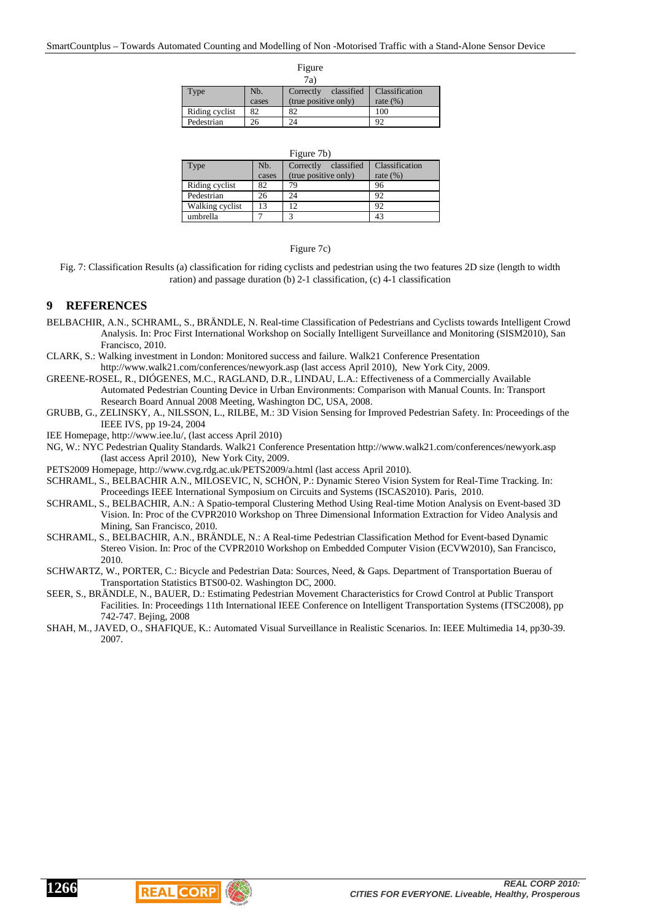Figure 7a)

| Type | Nb. cases | Correctly classified (true positive only) | Classification rate (%) |
|---|---|---|---|
| Riding cyclist | 82 | 82 | 100 |
| Pedestrian | 26 | 24 | 92 |

Figure 7b)

| Type | Nb. cases | Correctly classified (true positive only) | Classification rate (%) |
|---|---|---|---|
| Riding cyclist | 82 | 79 | 96 |
| Pedestrian | 26 | 24 | 92 |
| Walking cyclist | 13 | 12 | 92 |
| umbrella | 7 | 3 | 43 |

Figure 7c)

Fig. 7: Classification Results (a) classification for riding cyclists and pedestrian using the two features 2D size (length to width ration) and passage duration (b) 2-1 classification, (c) 4-1 classification

## 9 REFERENCES

BELBACHIR, A.N., SCHRAML, S., BRÄNDLE, N. Real-time Classification of Pedestrians and Cyclists towards Intelligent Crowd Analysis. In: Proc First International Workshop on Socially Intelligent Surveillance and Monitoring (SISM2010), San Francisco, 2010.

CLARK, S.: Walking investment in London: Monitored success and failure. Walk21 Conference Presentation http://www.walk21.com/conferences/newyork.asp (last access April 2010), New York City, 2009.

GREENE-ROSEL, R., DIÓGENES, M.C., RAGLAND, D.R., LINDAU, L.A.: Effectiveness of a Commercially Available Automated Pedestrian Counting Device in Urban Environments: Comparison with Manual Counts. In: Transport Research Board Annual 2008 Meeting, Washington DC, USA, 2008.

GRUBB, G., ZELINSKY, A., NILSSON, L., RILBE, M.: 3D Vision Sensing for Improved Pedestrian Safety. In: Proceedings of the IEEE IVS, pp 19-24, 2004

IEE Homepage, http://www.iee.lu/, (last access April 2010)

NG, W.: NYC Pedestrian Quality Standards. Walk21 Conference Presentation http://www.walk21.com/conferences/newyork.asp (last access April 2010), New York City, 2009.

PETS2009 Homepage, http://www.cvg.rdg.ac.uk/PETS2009/a.html (last access April 2010).

SCHRAML, S., BELBACHIR A.N., MILOSEVIC, N, SCHÖN, P.: Dynamic Stereo Vision System for Real-Time Tracking. In: Proceedings IEEE International Symposium on Circuits and Systems (ISCAS2010). Paris, 2010.

SCHRAML, S., BELBACHIR, A.N.: A Spatio-temporal Clustering Method Using Real-time Motion Analysis on Event-based 3D Vision. In: Proc of the CVPR2010 Workshop on Three Dimensional Information Extraction for Video Analysis and Mining, San Francisco, 2010.

SCHRAML, S., BELBACHIR, A.N., BRÄNDLE, N.: A Real-time Pedestrian Classification Method for Event-based Dynamic Stereo Vision. In: Proc of the CVPR2010 Workshop on Embedded Computer Vision (ECVW2010), San Francisco, 2010.

SCHWARTZ, W., PORTER, C.: Bicycle and Pedestrian Data: Sources, Need, & Gaps. Department of Transportation Buerau of Transportation Statistics BTS00-02. Washington DC, 2000.

SEER, S., BRÄNDLE, N., BAUER, D.: Estimating Pedestrian Movement Characteristics for Crowd Control at Public Transport Facilities. In: Proceedings 11th International IEEE Conference on Intelligent Transportation Systems (ITSC2008), pp 742-747. Bejing, 2008

SHAH, M., JAVED, O., SHAFIQUE, K.: Automated Visual Surveillance in Realistic Scenarios. In: IEEE Multimedia 14, pp30-39. 2007.